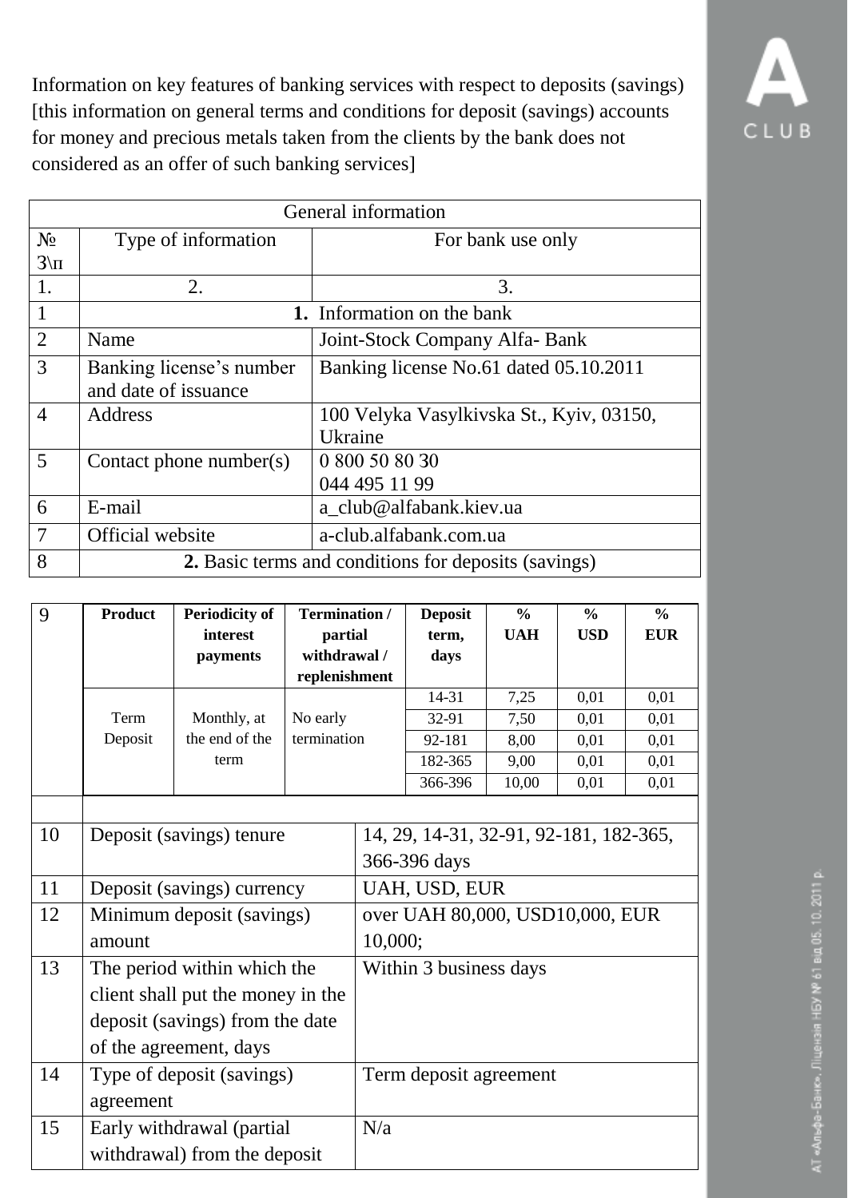Information on key features of banking services with respect to deposits (savings) [this information on general terms and conditions for deposit (savings) accounts for money and precious metals taken from the clients by the bank does not considered as an offer of such banking services]

| General information | | |
|---|---|---|
| № З\п | Type of information | For bank use only |
| 1. | 2. | 3. |
| 1 | **1.** Information on the bank | |
| 2 | Name | Joint-Stock Company Alfa- Bank |
| 3 | Banking license's number and date of issuance | Banking license No.61 dated 05.10.2011 |
| 4 | Address | 100 Velyka Vasylkivska St., Kyiv, 03150, Ukraine |
| 5 | Contact phone number(s) | 0 800 50 80 30<br>044 495 11 99 |
| 6 | E-mail | a_club@alfabank.kiev.ua |
| 7 | Official website | a-club.alfabank.com.ua |
| 8 | **2.** Basic terms and conditions for deposits (savings) | |

| 9 | **Product** | **Periodicity of interest payments** | **Termination / partial withdrawal / replenishment** | **Deposit term, days** | **% UAH** | **% USD** | **% EUR** |
|---|---|---|---|---|---|---|---|
| | Term Deposit | Monthly, at the end of the term | No early termination | 14-31 | 7,25 | 0,01 | 0,01 |
| | | | | 32-91 | 7,50 | 0,01 | 0,01 |
| | | | | 92-181 | 8,00 | 0,01 | 0,01 |
| | | | | 182-365 | 9,00 | 0,01 | 0,01 |
| | | | | 366-396 | 10,00 | 0,01 | 0,01 |

| | | |
|---|---|---|
| 10 | Deposit (savings) tenure | 14, 29, 14-31, 32-91, 92-181, 182-365, 366-396 days |
| 11 | Deposit (savings) currency | UAH, USD, EUR |
| 12 | Minimum deposit (savings) amount | over UAH 80,000, USD10,000, EUR 10,000; |
| 13 | The period within which the client shall put the money in the deposit (savings) from the date of the agreement, days | Within 3 business days |
| 14 | Type of deposit (savings) agreement | Term deposit agreement |
| 15 | Early withdrawal (partial withdrawal) from the deposit | N/a |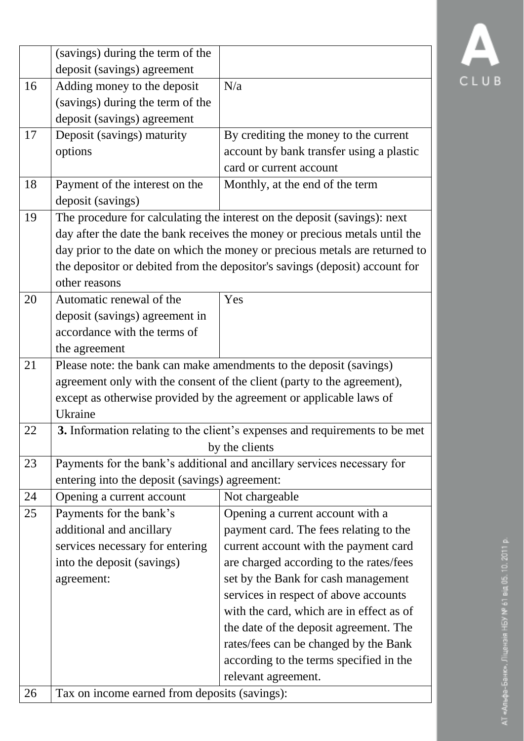| | | |
|---|---|---|
| | (savings) during the term of the deposit (savings) agreement | |
| 16 | Adding money to the deposit (savings) during the term of the deposit (savings) agreement | N/a |
| 17 | Deposit (savings) maturity options | By crediting the money to the current account by bank transfer using a plastic card or current account |
| 18 | Payment of the interest on the deposit (savings) | Monthly, at the end of the term |
| 19 | The procedure for calculating the interest on the deposit (savings): next day after the date the bank receives the money or precious metals until the day prior to the date on which the money or precious metals are returned to the depositor or debited from the depositor's savings (deposit) account for other reasons | |
| 20 | Automatic renewal of the deposit (savings) agreement in accordance with the terms of the agreement | Yes |
| 21 | Please note: the bank can make amendments to the deposit (savings) agreement only with the consent of the client (party to the agreement), except as otherwise provided by the agreement or applicable laws of Ukraine | |
| 22 | **3.** Information relating to the client's expenses and requirements to be met by the clients | |
| 23 | Payments for the bank's additional and ancillary services necessary for entering into the deposit (savings) agreement: | |
| 24 | Opening a current account | Not chargeable |
| 25 | Payments for the bank's additional and ancillary services necessary for entering into the deposit (savings) agreement: | Opening a current account with a payment card. The fees relating to the current account with the payment card are charged according to the rates/fees set by the Bank for cash management services in respect of above accounts with the card, which are in effect as of the date of the deposit agreement. The rates/fees can be changed by the Bank according to the terms specified in the relevant agreement. |
| 26 | Tax on income earned from deposits (savings): | |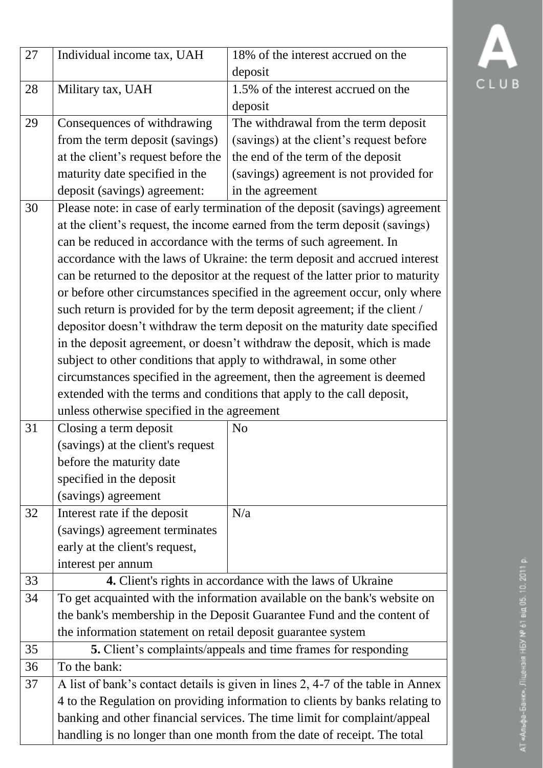| | | |
|---|---|---|
| 27 | Individual income tax, UAH | 18% of the interest accrued on the deposit |
| 28 | Military tax, UAH | 1.5% of the interest accrued on the deposit |
| 29 | Consequences of withdrawing from the term deposit (savings) at the client's request before the maturity date specified in the deposit (savings) agreement: | The withdrawal from the term deposit (savings) at the client's request before the end of the term of the deposit (savings) agreement is not provided for in the agreement |
| 30 | Please note: in case of early termination of the deposit (savings) agreement at the client's request, the income earned from the term deposit (savings) can be reduced in accordance with the terms of such agreement. In accordance with the laws of Ukraine: the term deposit and accrued interest can be returned to the depositor at the request of the latter prior to maturity or before other circumstances specified in the agreement occur, only where such return is provided for by the term deposit agreement; if the client / depositor doesn't withdraw the term deposit on the maturity date specified in the deposit agreement, or doesn't withdraw the deposit, which is made subject to other conditions that apply to withdrawal, in some other circumstances specified in the agreement, then the agreement is deemed extended with the terms and conditions that apply to the call deposit, unless otherwise specified in the agreement | |
| 31 | Closing a term deposit (savings) at the client's request before the maturity date specified in the deposit (savings) agreement | No |
| 32 | Interest rate if the deposit (savings) agreement terminates early at the client's request, interest per annum | N/a |
| 33 | **4.** Client's rights in accordance with the laws of Ukraine | |
| 34 | To get acquainted with the information available on the bank's website on the bank's membership in the Deposit Guarantee Fund and the content of the information statement on retail deposit guarantee system | |
| 35 | **5.** Client's complaints/appeals and time frames for responding | |
| 36 | To the bank: | |
| 37 | A list of bank's contact details is given in lines 2, 4-7 of the table in Annex 4 to the Regulation on providing information to clients by banks relating to banking and other financial services. The time limit for complaint/appeal handling is no longer than one month from the date of receipt. The total | |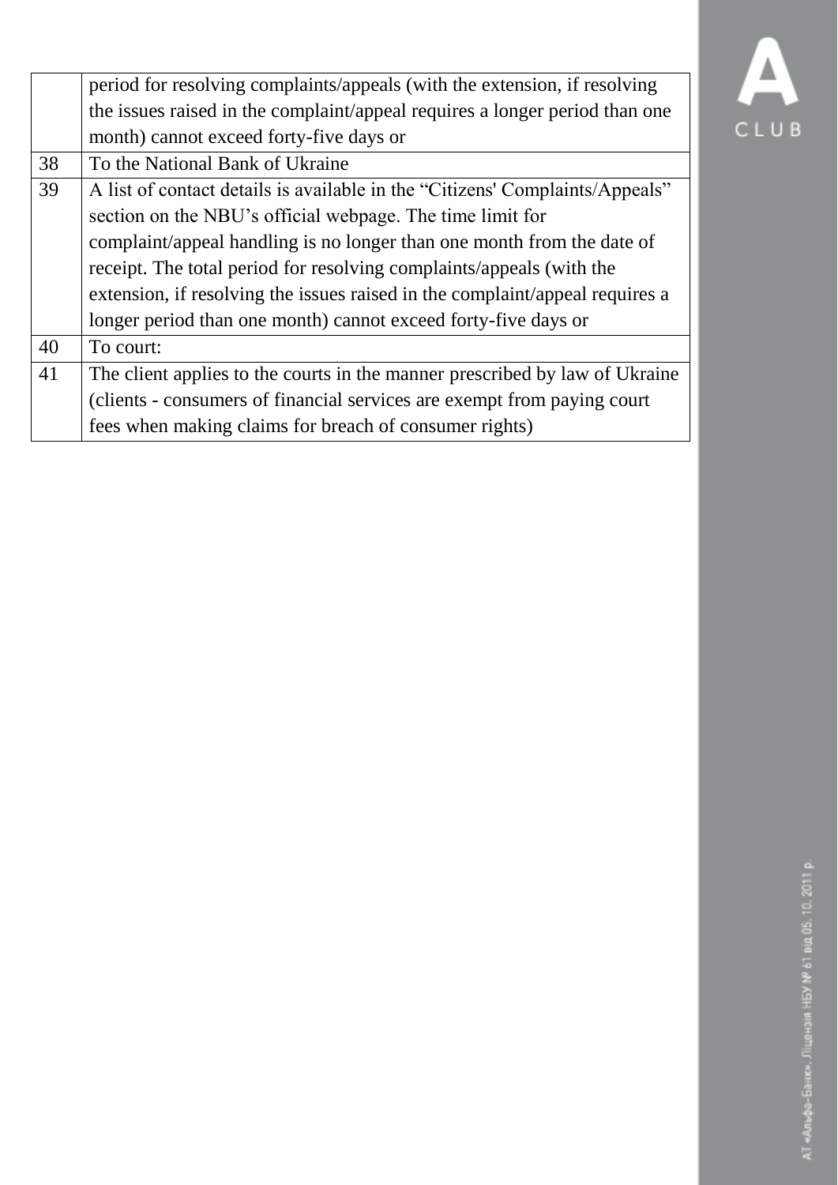| | |
|---|---|
| | period for resolving complaints/appeals (with the extension, if resolving the issues raised in the complaint/appeal requires a longer period than one month) cannot exceed forty-five days or |
| 38 | To the National Bank of Ukraine |
| 39 | A list of contact details is available in the "Citizens' Complaints/Appeals" section on the NBU's official webpage. The time limit for complaint/appeal handling is no longer than one month from the date of receipt. The total period for resolving complaints/appeals (with the extension, if resolving the issues raised in the complaint/appeal requires a longer period than one month) cannot exceed forty-five days or |
| 40 | To court: |
| 41 | The client applies to the courts in the manner prescribed by law of Ukraine (clients - consumers of financial services are exempt from paying court fees when making claims for breach of consumer rights) |